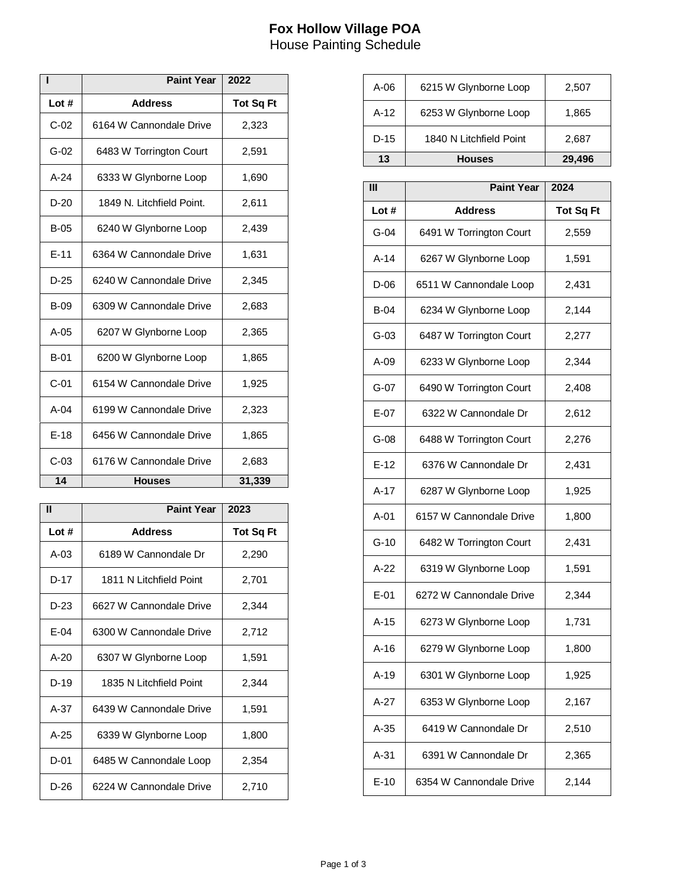# Fox Hollow Village POA

House Painting Schedule

| I | Paint Year | 2022 |
|---|---|---|
| Lot # | Address | Tot Sq Ft |
| C-02 | 6164 W Cannondale Drive | 2,323 |
| G-02 | 6483 W Torrington Court | 2,591 |
| A-24 | 6333 W Glynborne Loop | 1,690 |
| D-20 | 1849 N. Litchfield Point. | 2,611 |
| B-05 | 6240 W Glynborne Loop | 2,439 |
| E-11 | 6364 W Cannondale Drive | 1,631 |
| D-25 | 6240 W Cannondale Drive | 2,345 |
| B-09 | 6309 W Cannondale Drive | 2,683 |
| A-05 | 6207 W Glynborne Loop | 2,365 |
| B-01 | 6200 W Glynborne Loop | 1,865 |
| C-01 | 6154 W Cannondale Drive | 1,925 |
| A-04 | 6199 W Cannondale Drive | 2,323 |
| E-18 | 6456 W Cannondale Drive | 1,865 |
| C-03 | 6176 W Cannondale Drive | 2,683 |
| **14** | **Houses** | **31,339** |

| II | Paint Year | 2023 |
|---|---|---|
| Lot # | Address | Tot Sq Ft |
| A-03 | 6189 W Cannondale Dr | 2,290 |
| D-17 | 1811 N Litchfield Point | 2,701 |
| D-23 | 6627 W Cannondale Drive | 2,344 |
| E-04 | 6300 W Cannondale Drive | 2,712 |
| A-20 | 6307 W Glynborne Loop | 1,591 |
| D-19 | 1835 N Litchfield Point | 2,344 |
| A-37 | 6439 W Cannondale Drive | 1,591 |
| A-25 | 6339 W Glynborne Loop | 1,800 |
| D-01 | 6485 W Cannondale Loop | 2,354 |
| D-26 | 6224 W Cannondale Drive | 2,710 |
| A-06 | 6215 W Glynborne Loop | 2,507 |
| A-12 | 6253 W Glynborne Loop | 1,865 |
| D-15 | 1840 N Litchfield Point | 2,687 |
| **13** | **Houses** | **29,496** |

| III | Paint Year | 2024 |
|---|---|---|
| Lot # | Address | Tot Sq Ft |
| G-04 | 6491 W Torrington Court | 2,559 |
| A-14 | 6267 W Glynborne Loop | 1,591 |
| D-06 | 6511 W Cannondale Loop | 2,431 |
| B-04 | 6234 W Glynborne Loop | 2,144 |
| G-03 | 6487 W Torrington Court | 2,277 |
| A-09 | 6233 W Glynborne Loop | 2,344 |
| G-07 | 6490 W Torrington Court | 2,408 |
| E-07 | 6322 W Cannondale Dr | 2,612 |
| G-08 | 6488 W Torrington Court | 2,276 |
| E-12 | 6376 W Cannondale Dr | 2,431 |
| A-17 | 6287 W Glynborne Loop | 1,925 |
| A-01 | 6157 W Cannondale Drive | 1,800 |
| G-10 | 6482 W Torrington Court | 2,431 |
| A-22 | 6319 W Glynborne Loop | 1,591 |
| E-01 | 6272 W Cannondale Drive | 2,344 |
| A-15 | 6273 W Glynborne Loop | 1,731 |
| A-16 | 6279 W Glynborne Loop | 1,800 |
| A-19 | 6301 W Glynborne Loop | 1,925 |
| A-27 | 6353 W Glynborne Loop | 2,167 |
| A-35 | 6419 W Cannondale Dr | 2,510 |
| A-31 | 6391 W Cannondale Dr | 2,365 |
| E-10 | 6354 W Cannondale Drive | 2,144 |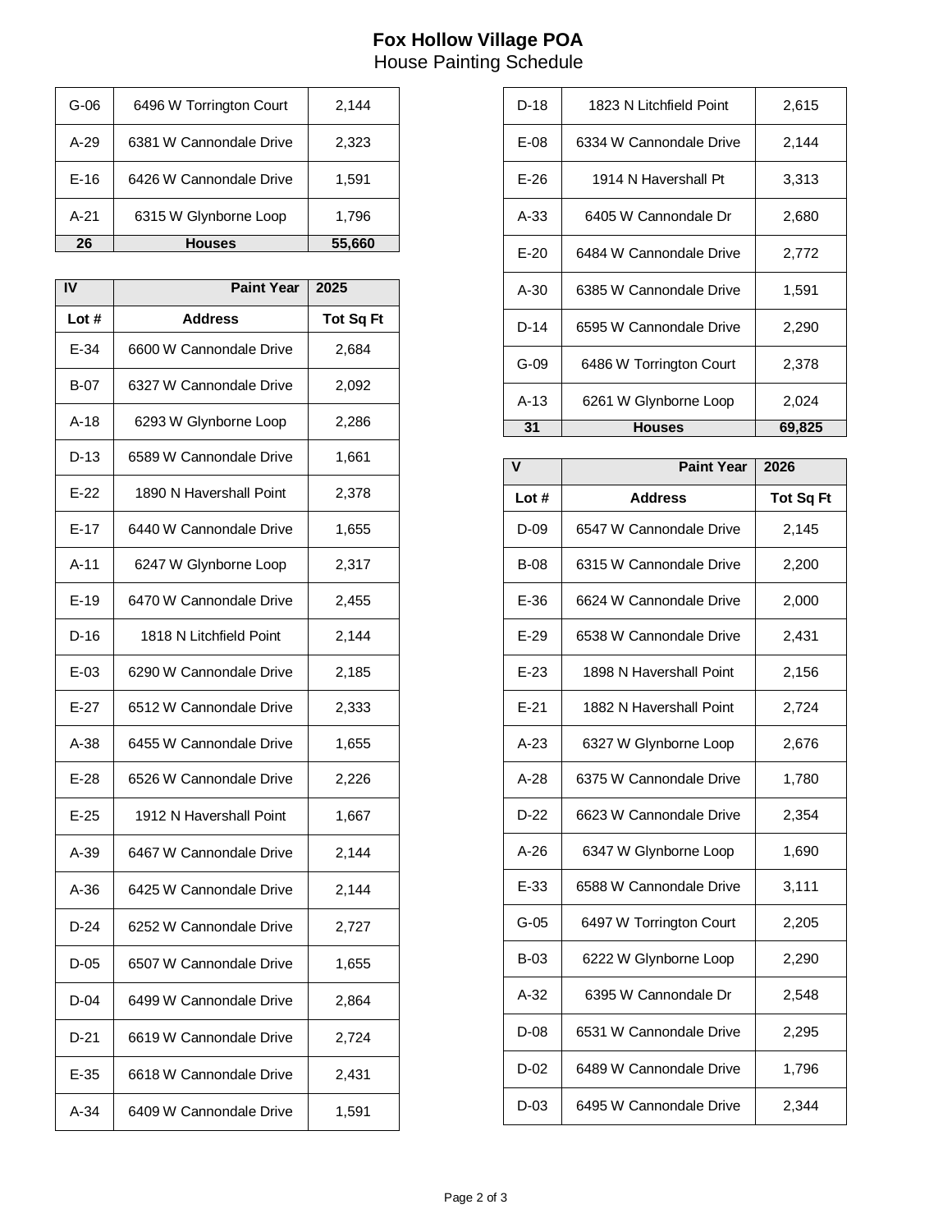# Fox Hollow Village POA

House Painting Schedule

| | | |
|---|---|---|
| G-06 | 6496 W Torrington Court | 2,144 |
| A-29 | 6381 W Cannondale Drive | 2,323 |
| E-16 | 6426 W Cannondale Drive | 1,591 |
| A-21 | 6315 W Glynborne Loop | 1,796 |
| **26** | **Houses** | **55,660** |

| **IV** | **Paint Year** | **2025** |
|---|---|---|
| **Lot #** | **Address** | **Tot Sq Ft** |
| E-34 | 6600 W Cannondale Drive | 2,684 |
| B-07 | 6327 W Cannondale Drive | 2,092 |
| A-18 | 6293 W Glynborne Loop | 2,286 |
| D-13 | 6589 W Cannondale Drive | 1,661 |
| E-22 | 1890 N Havershall Point | 2,378 |
| E-17 | 6440 W Cannondale Drive | 1,655 |
| A-11 | 6247 W Glynborne Loop | 2,317 |
| E-19 | 6470 W Cannondale Drive | 2,455 |
| D-16 | 1818 N Litchfield Point | 2,144 |
| E-03 | 6290 W Cannondale Drive | 2,185 |
| E-27 | 6512 W Cannondale Drive | 2,333 |
| A-38 | 6455 W Cannondale Drive | 1,655 |
| E-28 | 6526 W Cannondale Drive | 2,226 |
| E-25 | 1912 N Havershall Point | 1,667 |
| A-39 | 6467 W Cannondale Drive | 2,144 |
| A-36 | 6425 W Cannondale Drive | 2,144 |
| D-24 | 6252 W Cannondale Drive | 2,727 |
| D-05 | 6507 W Cannondale Drive | 1,655 |
| D-04 | 6499 W Cannondale Drive | 2,864 |
| D-21 | 6619 W Cannondale Drive | 2,724 |
| E-35 | 6618 W Cannondale Drive | 2,431 |
| A-34 | 6409 W Cannondale Drive | 1,591 |
| D-18 | 1823 N Litchfield Point | 2,615 |
| E-08 | 6334 W Cannondale Drive | 2,144 |
| E-26 | 1914 N Havershall Pt | 3,313 |
| A-33 | 6405 W Cannondale Dr | 2,680 |
| E-20 | 6484 W Cannondale Drive | 2,772 |
| A-30 | 6385 W Cannondale Drive | 1,591 |
| D-14 | 6595 W Cannondale Drive | 2,290 |
| G-09 | 6486 W Torrington Court | 2,378 |
| A-13 | 6261 W Glynborne Loop | 2,024 |
| **31** | **Houses** | **69,825** |

| **V** | **Paint Year** | **2026** |
|---|---|---|
| **Lot #** | **Address** | **Tot Sq Ft** |
| D-09 | 6547 W Cannondale Drive | 2,145 |
| B-08 | 6315 W Cannondale Drive | 2,200 |
| E-36 | 6624 W Cannondale Drive | 2,000 |
| E-29 | 6538 W Cannondale Drive | 2,431 |
| E-23 | 1898 N Havershall Point | 2,156 |
| E-21 | 1882 N Havershall Point | 2,724 |
| A-23 | 6327 W Glynborne Loop | 2,676 |
| A-28 | 6375 W Cannondale Drive | 1,780 |
| D-22 | 6623 W Cannondale Drive | 2,354 |
| A-26 | 6347 W Glynborne Loop | 1,690 |
| E-33 | 6588 W Cannondale Drive | 3,111 |
| G-05 | 6497 W Torrington Court | 2,205 |
| B-03 | 6222 W Glynborne Loop | 2,290 |
| A-32 | 6395 W Cannondale Dr | 2,548 |
| D-08 | 6531 W Cannondale Drive | 2,295 |
| D-02 | 6489 W Cannondale Drive | 1,796 |
| D-03 | 6495 W Cannondale Drive | 2,344 |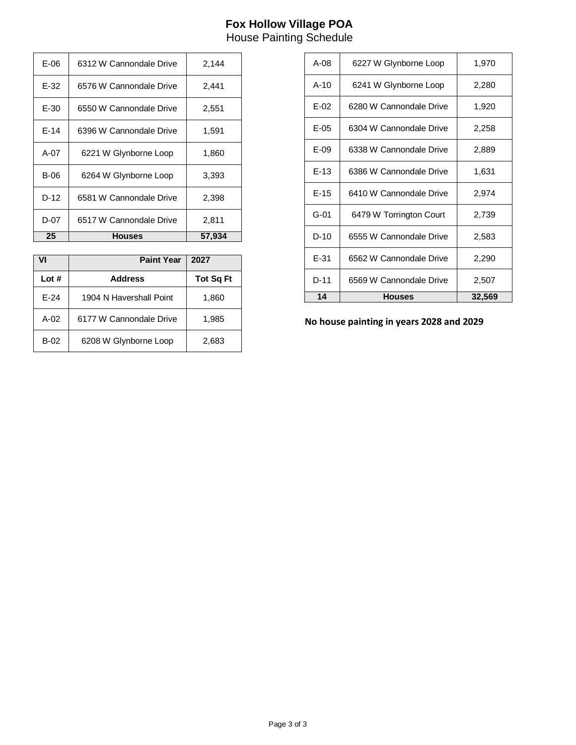# Fox Hollow Village POA

House Painting Schedule

| | | |
|---|---|---|
| E-06 | 6312 W Cannondale Drive | 2,144 |
| E-32 | 6576 W Cannondale Drive | 2,441 |
| E-30 | 6550 W Cannondale Drive | 2,551 |
| E-14 | 6396 W Cannondale Drive | 1,591 |
| A-07 | 6221 W Glynborne Loop | 1,860 |
| B-06 | 6264 W Glynborne Loop | 3,393 |
| D-12 | 6581 W Cannondale Drive | 2,398 |
| D-07 | 6517 W Cannondale Drive | 2,811 |
| **25** | **Houses** | **57,934** |

| VI | Paint Year | 2027 |
|---|---|---|
| **Lot #** | **Address** | **Tot Sq Ft** |
| E-24 | 1904 N Havershall Point | 1,860 |
| A-02 | 6177 W Cannondale Drive | 1,985 |
| B-02 | 6208 W Glynborne Loop | 2,683 |
| A-08 | 6227 W Glynborne Loop | 1,970 |
| A-10 | 6241 W Glynborne Loop | 2,280 |
| E-02 | 6280 W Cannondale Drive | 1,920 |
| E-05 | 6304 W Cannondale Drive | 2,258 |
| E-09 | 6338 W Cannondale Drive | 2,889 |
| E-13 | 6386 W Cannondale Drive | 1,631 |
| E-15 | 6410 W Cannondale Drive | 2,974 |
| G-01 | 6479 W Torrington Court | 2,739 |
| D-10 | 6555 W Cannondale Drive | 2,583 |
| E-31 | 6562 W Cannondale Drive | 2,290 |
| D-11 | 6569 W Cannondale Drive | 2,507 |
| **14** | **Houses** | **32,569** |

**No house painting in years 2028 and 2029**